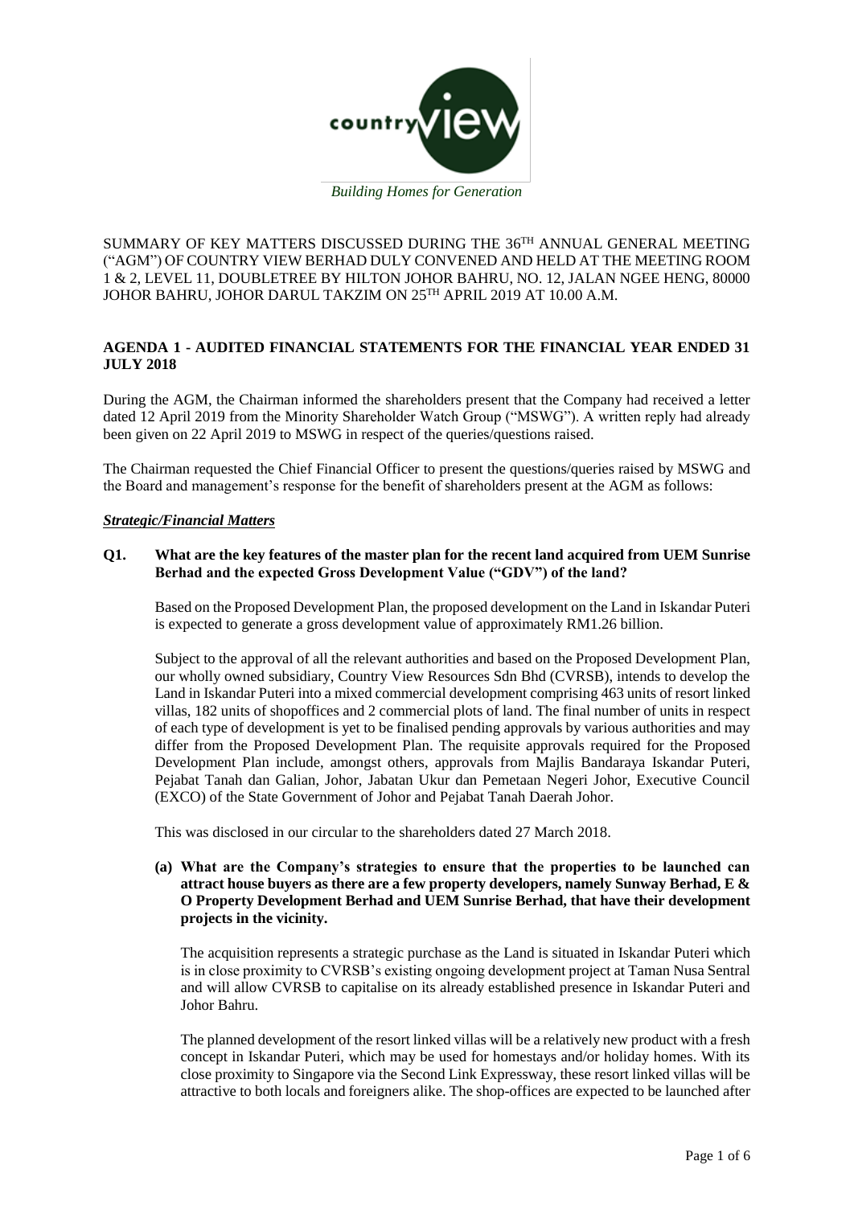*Building Homes for Generation*

SUMMARY OF KEY MATTERS DISCUSSED DURING THE 36TH ANNUAL GENERAL MEETING ("AGM") OF COUNTRY VIEW BERHAD DULY CONVENED AND HELD AT THE MEETING ROOM 1 & 2, LEVEL 11, DOUBLETREE BY HILTON JOHOR BAHRU, NO. 12, JALAN NGEE HENG, 80000 JOHOR BAHRU, JOHOR DARUL TAKZIM ON 25TH APRIL 2019 AT 10.00 A.M.

**AGENDA 1 - AUDITED FINANCIAL STATEMENTS FOR THE FINANCIAL YEAR ENDED 31 JULY 2018**

During the AGM, the Chairman informed the shareholders present that the Company had received a letter dated 12 April 2019 from the Minority Shareholder Watch Group ("MSWG"). A written reply had already been given on 22 April 2019 to MSWG in respect of the queries/questions raised.

The Chairman requested the Chief Financial Officer to present the questions/queries raised by MSWG and the Board and management's response for the benefit of shareholders present at the AGM as follows:

***Strategic/Financial Matters***

**Q1. What are the key features of the master plan for the recent land acquired from UEM Sunrise Berhad and the expected Gross Development Value ("GDV") of the land?**

Based on the Proposed Development Plan, the proposed development on the Land in Iskandar Puteri is expected to generate a gross development value of approximately RM1.26 billion.

Subject to the approval of all the relevant authorities and based on the Proposed Development Plan, our wholly owned subsidiary, Country View Resources Sdn Bhd (CVRSB), intends to develop the Land in Iskandar Puteri into a mixed commercial development comprising 463 units of resort linked villas, 182 units of shopoffices and 2 commercial plots of land. The final number of units in respect of each type of development is yet to be finalised pending approvals by various authorities and may differ from the Proposed Development Plan. The requisite approvals required for the Proposed Development Plan include, amongst others, approvals from Majlis Bandaraya Iskandar Puteri, Pejabat Tanah dan Galian, Johor, Jabatan Ukur dan Pemetaan Negeri Johor, Executive Council (EXCO) of the State Government of Johor and Pejabat Tanah Daerah Johor.

This was disclosed in our circular to the shareholders dated 27 March 2018.

**(a) What are the Company's strategies to ensure that the properties to be launched can attract house buyers as there are a few property developers, namely Sunway Berhad, E & O Property Development Berhad and UEM Sunrise Berhad, that have their development projects in the vicinity.**

The acquisition represents a strategic purchase as the Land is situated in Iskandar Puteri which is in close proximity to CVRSB's existing ongoing development project at Taman Nusa Sentral and will allow CVRSB to capitalise on its already established presence in Iskandar Puteri and Johor Bahru.

The planned development of the resort linked villas will be a relatively new product with a fresh concept in Iskandar Puteri, which may be used for homestays and/or holiday homes. With its close proximity to Singapore via the Second Link Expressway, these resort linked villas will be attractive to both locals and foreigners alike. The shop-offices are expected to be launched after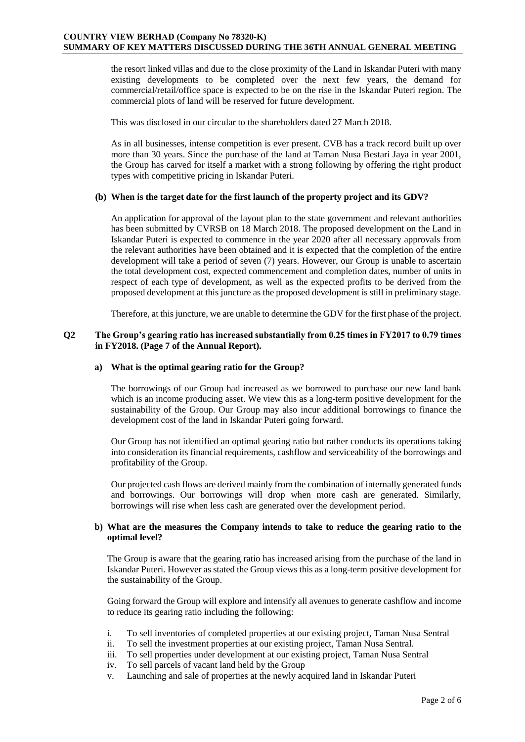the resort linked villas and due to the close proximity of the Land in Iskandar Puteri with many existing developments to be completed over the next few years, the demand for commercial/retail/office space is expected to be on the rise in the Iskandar Puteri region. The commercial plots of land will be reserved for future development.

This was disclosed in our circular to the shareholders dated 27 March 2018.

As in all businesses, intense competition is ever present. CVB has a track record built up over more than 30 years. Since the purchase of the land at Taman Nusa Bestari Jaya in year 2001, the Group has carved for itself a market with a strong following by offering the right product types with competitive pricing in Iskandar Puteri.

**(b) When is the target date for the first launch of the property project and its GDV?**

An application for approval of the layout plan to the state government and relevant authorities has been submitted by CVRSB on 18 March 2018. The proposed development on the Land in Iskandar Puteri is expected to commence in the year 2020 after all necessary approvals from the relevant authorities have been obtained and it is expected that the completion of the entire development will take a period of seven (7) years. However, our Group is unable to ascertain the total development cost, expected commencement and completion dates, number of units in respect of each type of development, as well as the expected profits to be derived from the proposed development at this juncture as the proposed development is still in preliminary stage.

Therefore, at this juncture, we are unable to determine the GDV for the first phase of the project.

**Q2 The Group's gearing ratio has increased substantially from 0.25 times in FY2017 to 0.79 times in FY2018. (Page 7 of the Annual Report).**

**a) What is the optimal gearing ratio for the Group?**

The borrowings of our Group had increased as we borrowed to purchase our new land bank which is an income producing asset. We view this as a long-term positive development for the sustainability of the Group. Our Group may also incur additional borrowings to finance the development cost of the land in Iskandar Puteri going forward.

Our Group has not identified an optimal gearing ratio but rather conducts its operations taking into consideration its financial requirements, cashflow and serviceability of the borrowings and profitability of the Group.

Our projected cash flows are derived mainly from the combination of internally generated funds and borrowings. Our borrowings will drop when more cash are generated. Similarly, borrowings will rise when less cash are generated over the development period.

**b) What are the measures the Company intends to take to reduce the gearing ratio to the optimal level?**

The Group is aware that the gearing ratio has increased arising from the purchase of the land in Iskandar Puteri. However as stated the Group views this as a long-term positive development for the sustainability of the Group.

Going forward the Group will explore and intensify all avenues to generate cashflow and income to reduce its gearing ratio including the following:

i. To sell inventories of completed properties at our existing project, Taman Nusa Sentral
ii. To sell the investment properties at our existing project, Taman Nusa Sentral.
iii. To sell properties under development at our existing project, Taman Nusa Sentral
iv. To sell parcels of vacant land held by the Group
v. Launching and sale of properties at the newly acquired land in Iskandar Puteri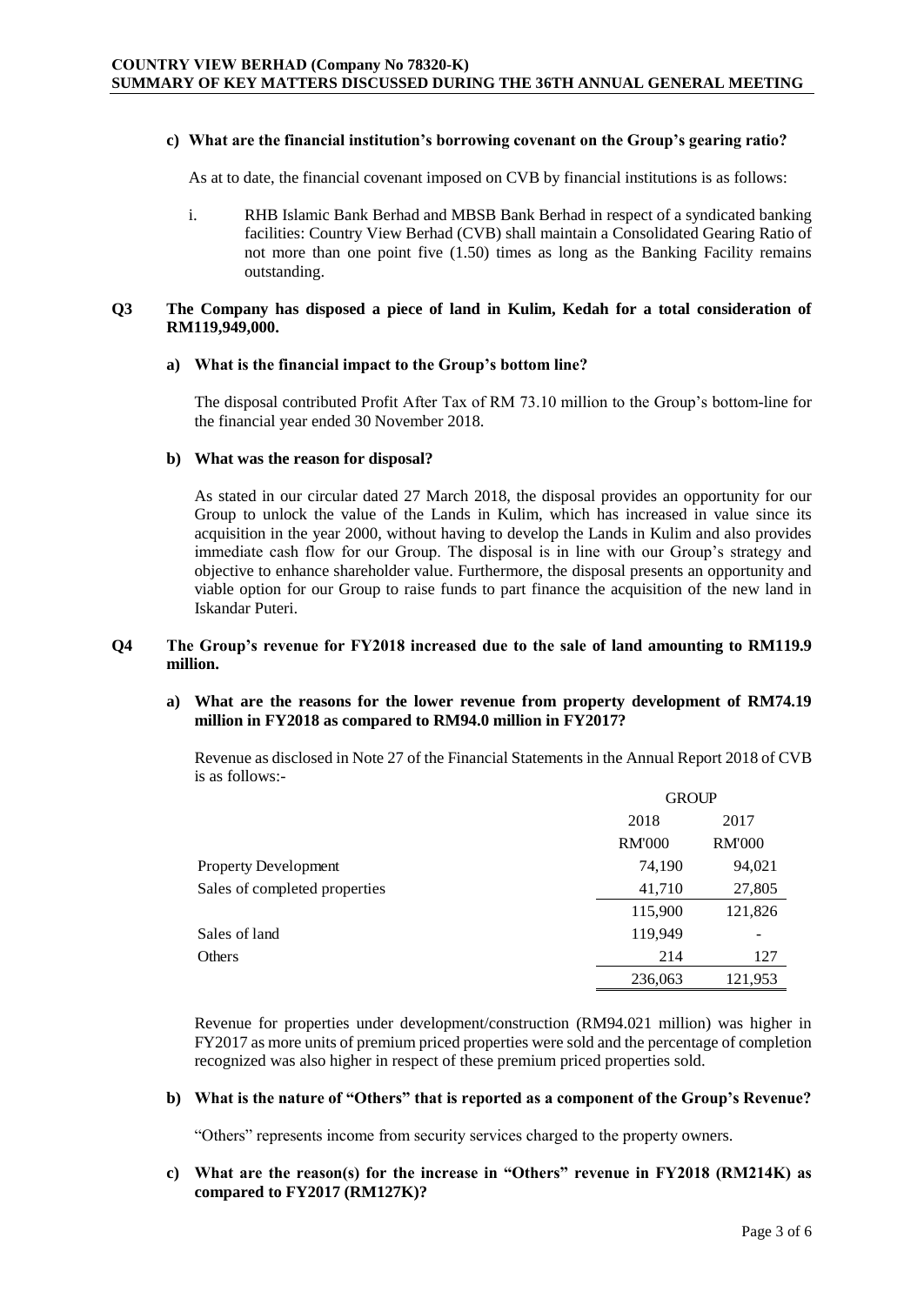**c) What are the financial institution's borrowing covenant on the Group's gearing ratio?**

As at to date, the financial covenant imposed on CVB by financial institutions is as follows:

i. RHB Islamic Bank Berhad and MBSB Bank Berhad in respect of a syndicated banking facilities: Country View Berhad (CVB) shall maintain a Consolidated Gearing Ratio of not more than one point five (1.50) times as long as the Banking Facility remains outstanding.

**Q3 The Company has disposed a piece of land in Kulim, Kedah for a total consideration of RM119,949,000.**

**a) What is the financial impact to the Group's bottom line?**

The disposal contributed Profit After Tax of RM 73.10 million to the Group's bottom-line for the financial year ended 30 November 2018.

**b) What was the reason for disposal?**

As stated in our circular dated 27 March 2018, the disposal provides an opportunity for our Group to unlock the value of the Lands in Kulim, which has increased in value since its acquisition in the year 2000, without having to develop the Lands in Kulim and also provides immediate cash flow for our Group. The disposal is in line with our Group's strategy and objective to enhance shareholder value. Furthermore, the disposal presents an opportunity and viable option for our Group to raise funds to part finance the acquisition of the new land in Iskandar Puteri.

**Q4 The Group's revenue for FY2018 increased due to the sale of land amounting to RM119.9 million.**

**a) What are the reasons for the lower revenue from property development of RM74.19 million in FY2018 as compared to RM94.0 million in FY2017?**

Revenue as disclosed in Note 27 of the Financial Statements in the Annual Report 2018 of CVB is as follows:-

| | GROUP | |
|---|---|---|
| | 2018 | 2017 |
| | RM'000 | RM'000 |
| Property Development | 74,190 | 94,021 |
| Sales of completed properties | 41,710 | 27,805 |
| | 115,900 | 121,826 |
| Sales of land | 119,949 | - |
| Others | 214 | 127 |
| | 236,063 | 121,953 |

Revenue for properties under development/construction (RM94.021 million) was higher in FY2017 as more units of premium priced properties were sold and the percentage of completion recognized was also higher in respect of these premium priced properties sold.

**b) What is the nature of "Others" that is reported as a component of the Group's Revenue?**

"Others" represents income from security services charged to the property owners.

**c) What are the reason(s) for the increase in "Others" revenue in FY2018 (RM214K) as compared to FY2017 (RM127K)?**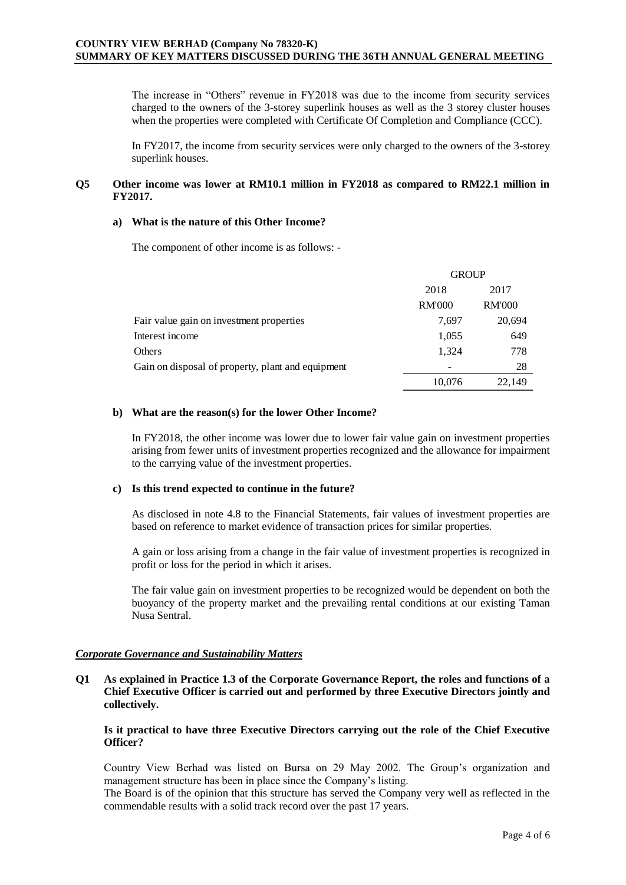The increase in "Others" revenue in FY2018 was due to the income from security services charged to the owners of the 3-storey superlink houses as well as the 3 storey cluster houses when the properties were completed with Certificate Of Completion and Compliance (CCC).

In FY2017, the income from security services were only charged to the owners of the 3-storey superlink houses.

**Q5 Other income was lower at RM10.1 million in FY2018 as compared to RM22.1 million in FY2017.**

**a) What is the nature of this Other Income?**

The component of other income is as follows: -

| | GROUP | |
|---|---|---|
| | 2018 | 2017 |
| | RM'000 | RM'000 |
| Fair value gain on investment properties | 7,697 | 20,694 |
| Interest income | 1,055 | 649 |
| Others | 1,324 | 778 |
| Gain on disposal of property, plant and equipment | - | 28 |
| | 10,076 | 22,149 |

**b) What are the reason(s) for the lower Other Income?**

In FY2018, the other income was lower due to lower fair value gain on investment properties arising from fewer units of investment properties recognized and the allowance for impairment to the carrying value of the investment properties.

**c) Is this trend expected to continue in the future?**

As disclosed in note 4.8 to the Financial Statements, fair values of investment properties are based on reference to market evidence of transaction prices for similar properties.

A gain or loss arising from a change in the fair value of investment properties is recognized in profit or loss for the period in which it arises.

The fair value gain on investment properties to be recognized would be dependent on both the buoyancy of the property market and the prevailing rental conditions at our existing Taman Nusa Sentral.

***Corporate Governance and Sustainability Matters***

**Q1 As explained in Practice 1.3 of the Corporate Governance Report, the roles and functions of a Chief Executive Officer is carried out and performed by three Executive Directors jointly and collectively.**

**Is it practical to have three Executive Directors carrying out the role of the Chief Executive Officer?**

Country View Berhad was listed on Bursa on 29 May 2002. The Group's organization and management structure has been in place since the Company's listing.

The Board is of the opinion that this structure has served the Company very well as reflected in the commendable results with a solid track record over the past 17 years.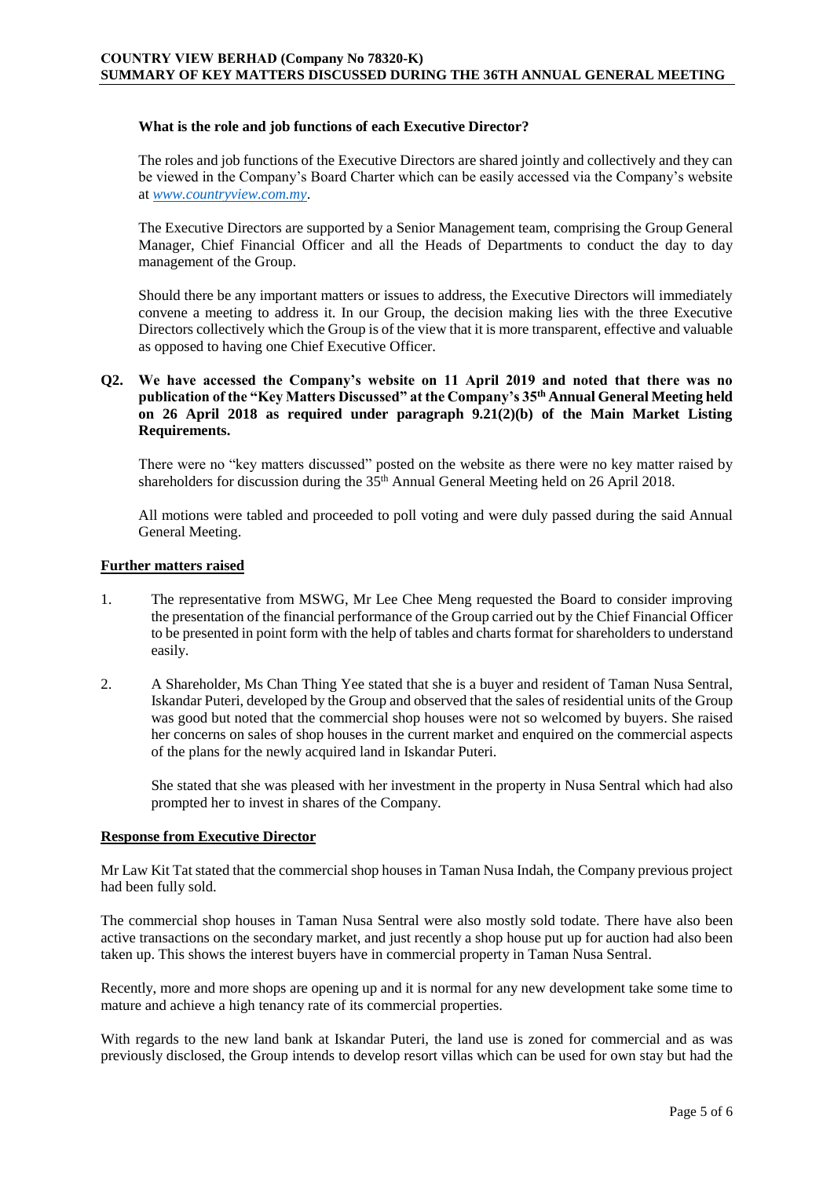**What is the role and job functions of each Executive Director?**

The roles and job functions of the Executive Directors are shared jointly and collectively and they can be viewed in the Company's Board Charter which can be easily accessed via the Company's website at *www.countryview.com.my*.

The Executive Directors are supported by a Senior Management team, comprising the Group General Manager, Chief Financial Officer and all the Heads of Departments to conduct the day to day management of the Group.

Should there be any important matters or issues to address, the Executive Directors will immediately convene a meeting to address it. In our Group, the decision making lies with the three Executive Directors collectively which the Group is of the view that it is more transparent, effective and valuable as opposed to having one Chief Executive Officer.

**Q2. We have accessed the Company's website on 11 April 2019 and noted that there was no publication of the "Key Matters Discussed" at the Company's 35th Annual General Meeting held on 26 April 2018 as required under paragraph 9.21(2)(b) of the Main Market Listing Requirements.**

There were no "key matters discussed" posted on the website as there were no key matter raised by shareholders for discussion during the 35th Annual General Meeting held on 26 April 2018.

All motions were tabled and proceeded to poll voting and were duly passed during the said Annual General Meeting.

**Further matters raised**

1. The representative from MSWG, Mr Lee Chee Meng requested the Board to consider improving the presentation of the financial performance of the Group carried out by the Chief Financial Officer to be presented in point form with the help of tables and charts format for shareholders to understand easily.

2. A Shareholder, Ms Chan Thing Yee stated that she is a buyer and resident of Taman Nusa Sentral, Iskandar Puteri, developed by the Group and observed that the sales of residential units of the Group was good but noted that the commercial shop houses were not so welcomed by buyers. She raised her concerns on sales of shop houses in the current market and enquired on the commercial aspects of the plans for the newly acquired land in Iskandar Puteri.

   She stated that she was pleased with her investment in the property in Nusa Sentral which had also prompted her to invest in shares of the Company.

**Response from Executive Director**

Mr Law Kit Tat stated that the commercial shop houses in Taman Nusa Indah, the Company previous project had been fully sold.

The commercial shop houses in Taman Nusa Sentral were also mostly sold todate. There have also been active transactions on the secondary market, and just recently a shop house put up for auction had also been taken up. This shows the interest buyers have in commercial property in Taman Nusa Sentral.

Recently, more and more shops are opening up and it is normal for any new development take some time to mature and achieve a high tenancy rate of its commercial properties.

With regards to the new land bank at Iskandar Puteri, the land use is zoned for commercial and as was previously disclosed, the Group intends to develop resort villas which can be used for own stay but had the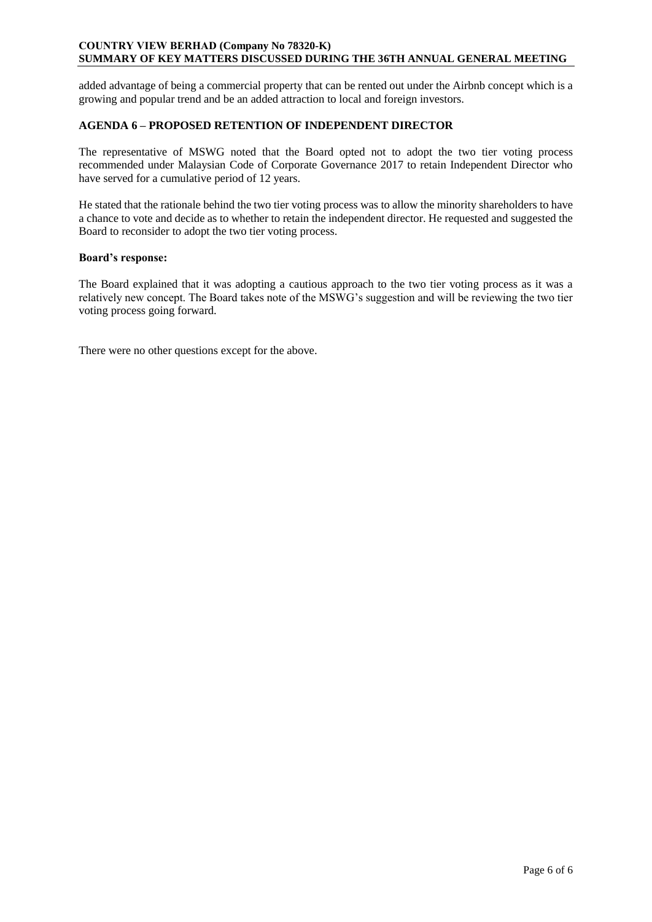added advantage of being a commercial property that can be rented out under the Airbnb concept which is a growing and popular trend and be an added attraction to local and foreign investors.

## AGENDA 6 – PROPOSED RETENTION OF INDEPENDENT DIRECTOR

The representative of MSWG noted that the Board opted not to adopt the two tier voting process recommended under Malaysian Code of Corporate Governance 2017 to retain Independent Director who have served for a cumulative period of 12 years.

He stated that the rationale behind the two tier voting process was to allow the minority shareholders to have a chance to vote and decide as to whether to retain the independent director. He requested and suggested the Board to reconsider to adopt the two tier voting process.

**Board's response:**

The Board explained that it was adopting a cautious approach to the two tier voting process as it was a relatively new concept. The Board takes note of the MSWG's suggestion and will be reviewing the two tier voting process going forward.

There were no other questions except for the above.